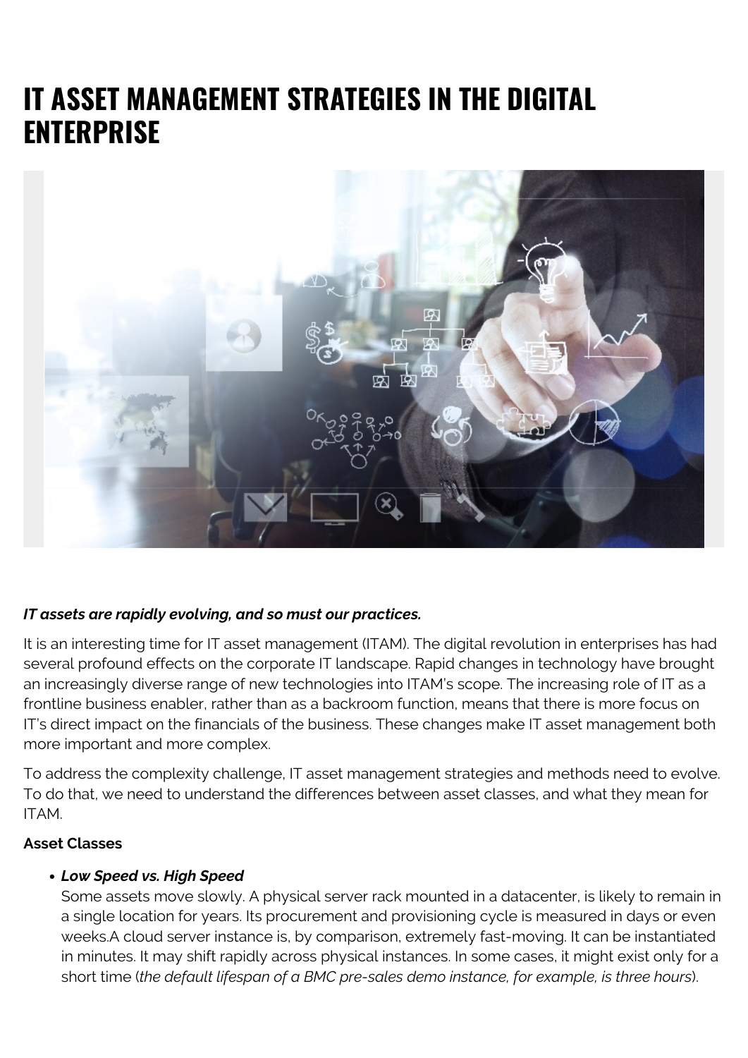# IT ASSET MANAGEMENT STRATEGIES IN THE DIGITAL ENTERPRISE

***IT assets are rapidly evolving, and so must our practices.***

It is an interesting time for IT asset management (ITAM). The digital revolution in enterprises has had several profound effects on the corporate IT landscape. Rapid changes in technology have brought an increasingly diverse range of new technologies into ITAM's scope. The increasing role of IT as a frontline business enabler, rather than as a backroom function, means that there is more focus on IT's direct impact on the financials of the business. These changes make IT asset management both more important and more complex.

To address the complexity challenge, IT asset management strategies and methods need to evolve. To do that, we need to understand the differences between asset classes, and what they mean for ITAM.

**Asset Classes**

- ***Low Speed vs. High Speed***
  Some assets move slowly. A physical server rack mounted in a datacenter, is likely to remain in a single location for years. Its procurement and provisioning cycle is measured in days or even weeks.A cloud server instance is, by comparison, extremely fast-moving. It can be instantiated in minutes. It may shift rapidly across physical instances. In some cases, it might exist only for a short time (*the default lifespan of a BMC pre-sales demo instance, for example, is three hours*).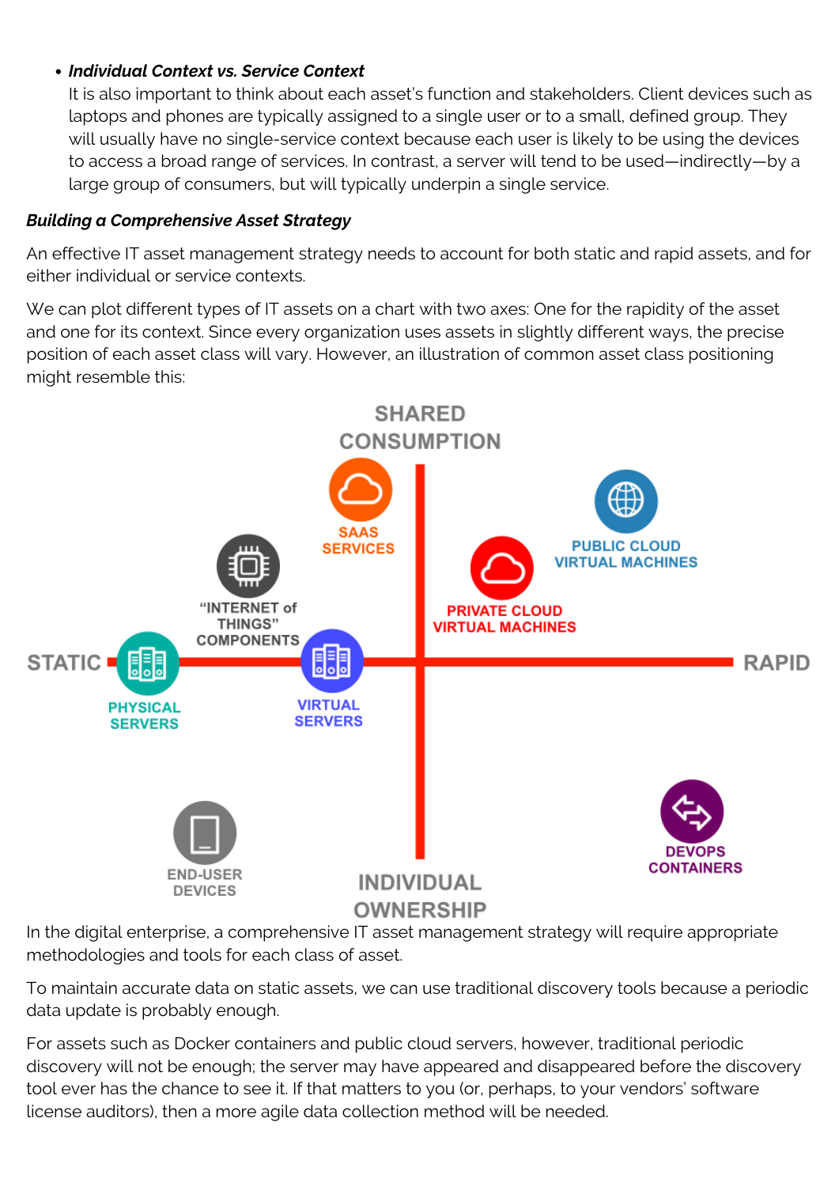- ***Individual Context vs. Service Context***
  It is also important to think about each asset's function and stakeholders. Client devices such as laptops and phones are typically assigned to a single user or to a small, defined group. They will usually have no single-service context because each user is likely to be using the devices to access a broad range of services. In contrast, a server will tend to be used—indirectly—by a large group of consumers, but will typically underpin a single service.

***Building a Comprehensive Asset Strategy***

An effective IT asset management strategy needs to account for both static and rapid assets, and for either individual or service contexts.

We can plot different types of IT assets on a chart with two axes: One for the rapidity of the asset and one for its context. Since every organization uses assets in slightly different ways, the precise position of each asset class will vary. However, an illustration of common asset class positioning might resemble this:

In the digital enterprise, a comprehensive IT asset management strategy will require appropriate methodologies and tools for each class of asset.

To maintain accurate data on static assets, we can use traditional discovery tools because a periodic data update is probably enough.

For assets such as Docker containers and public cloud servers, however, traditional periodic discovery will not be enough; the server may have appeared and disappeared before the discovery tool ever has the chance to see it. If that matters to you (or, perhaps, to your vendors' software license auditors), then a more agile data collection method will be needed.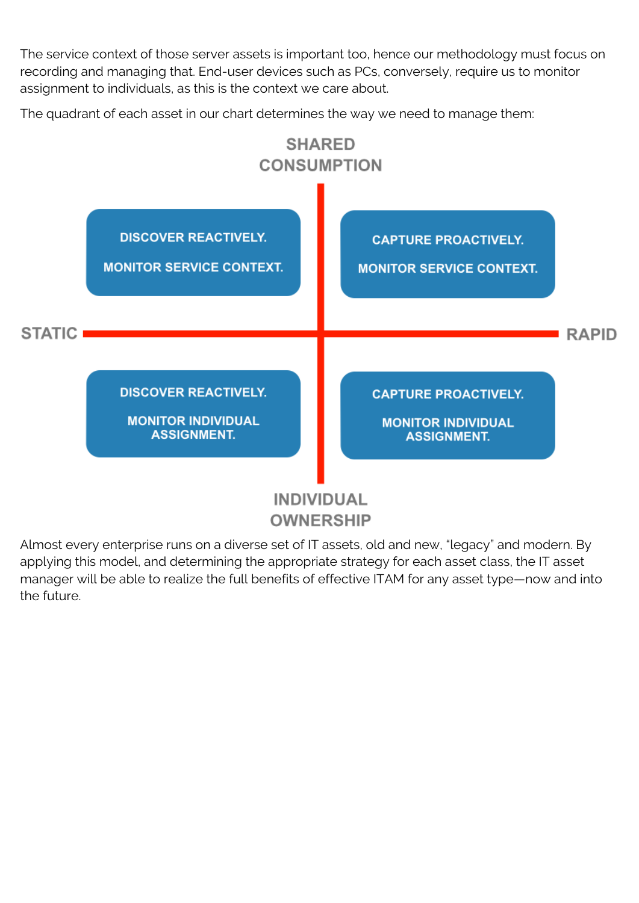The service context of those server assets is important too, hence our methodology must focus on recording and managing that. End-user devices such as PCs, conversely, require us to monitor assignment to individuals, as this is the context we care about.

The quadrant of each asset in our chart determines the way we need to manage them:

SHARED CONSUMPTION

DISCOVER REACTIVELY.

MONITOR SERVICE CONTEXT.

CAPTURE PROACTIVELY.

MONITOR SERVICE CONTEXT.

STATIC

RAPID

DISCOVER REACTIVELY.

MONITOR INDIVIDUAL ASSIGNMENT.

CAPTURE PROACTIVELY.

MONITOR INDIVIDUAL ASSIGNMENT.

INDIVIDUAL OWNERSHIP

Almost every enterprise runs on a diverse set of IT assets, old and new, "legacy" and modern. By applying this model, and determining the appropriate strategy for each asset class, the IT asset manager will be able to realize the full benefits of effective ITAM for any asset type—now and into the future.